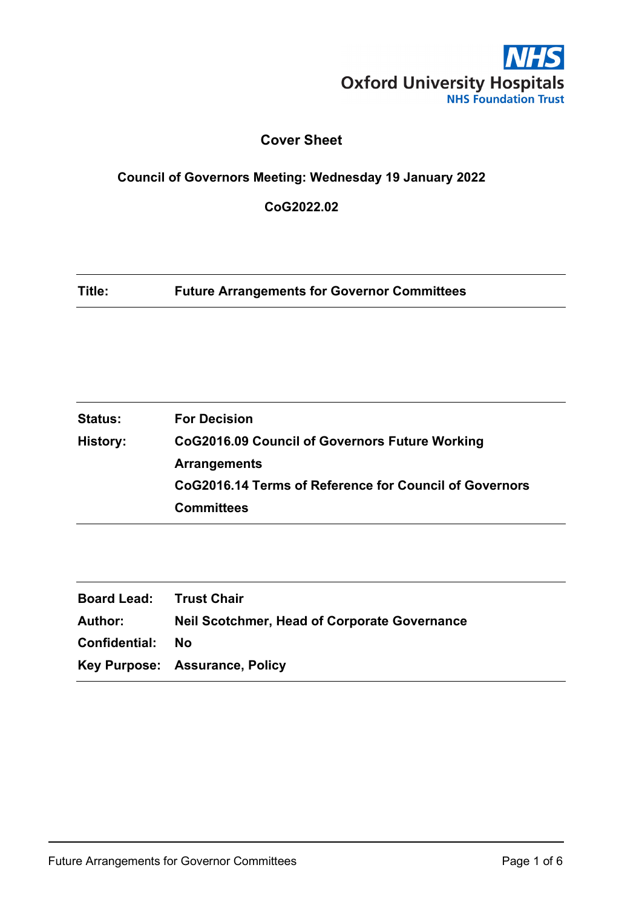Oxford University Hospitals
NHS Foundation Trust

# Cover Sheet

**Council of Governors Meeting: Wednesday 19 January 2022**

**CoG2022.02**

| | |
|---|---|
| **Title:** | **Future Arrangements for Governor Committees** |

| | |
|---|---|
| **Status:** | **For Decision** |
| **History:** | **CoG2016.09 Council of Governors Future Working Arrangements**<br>**CoG2016.14 Terms of Reference for Council of Governors Committees** |

| | |
|---|---|
| **Board Lead:** | **Trust Chair** |
| **Author:** | **Neil Scotchmer, Head of Corporate Governance** |
| **Confidential:** | **No** |
| **Key Purpose:** | **Assurance, Policy** |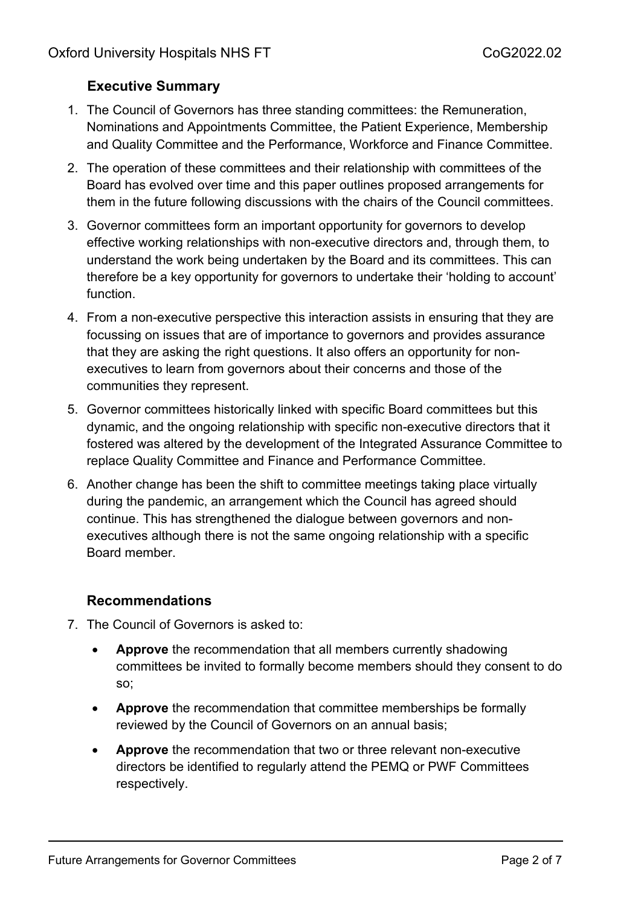## Executive Summary

1. The Council of Governors has three standing committees: the Remuneration, Nominations and Appointments Committee, the Patient Experience, Membership and Quality Committee and the Performance, Workforce and Finance Committee.
2. The operation of these committees and their relationship with committees of the Board has evolved over time and this paper outlines proposed arrangements for them in the future following discussions with the chairs of the Council committees.
3. Governor committees form an important opportunity for governors to develop effective working relationships with non-executive directors and, through them, to understand the work being undertaken by the Board and its committees. This can therefore be a key opportunity for governors to undertake their 'holding to account' function.
4. From a non-executive perspective this interaction assists in ensuring that they are focussing on issues that are of importance to governors and provides assurance that they are asking the right questions. It also offers an opportunity for non-executives to learn from governors about their concerns and those of the communities they represent.
5. Governor committees historically linked with specific Board committees but this dynamic, and the ongoing relationship with specific non-executive directors that it fostered was altered by the development of the Integrated Assurance Committee to replace Quality Committee and Finance and Performance Committee.
6. Another change has been the shift to committee meetings taking place virtually during the pandemic, an arrangement which the Council has agreed should continue. This has strengthened the dialogue between governors and non-executives although there is not the same ongoing relationship with a specific Board member.

## Recommendations

7. The Council of Governors is asked to:
   - **Approve** the recommendation that all members currently shadowing committees be invited to formally become members should they consent to do so;
   - **Approve** the recommendation that committee memberships be formally reviewed by the Council of Governors on an annual basis;
   - **Approve** the recommendation that two or three relevant non-executive directors be identified to regularly attend the PEMQ or PWF Committees respectively.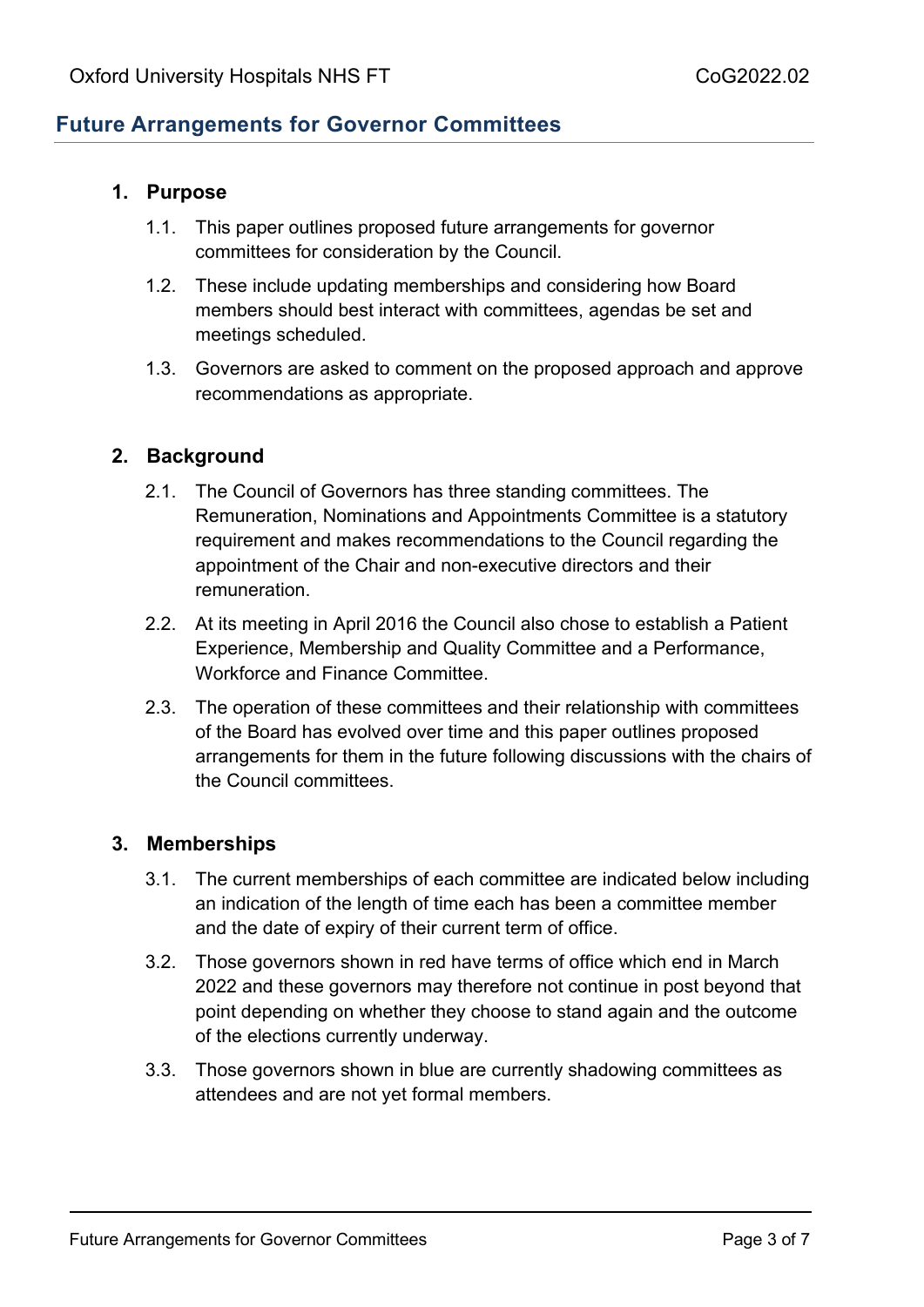## Future Arrangements for Governor Committees

### 1. Purpose

1.1. This paper outlines proposed future arrangements for governor committees for consideration by the Council.

1.2. These include updating memberships and considering how Board members should best interact with committees, agendas be set and meetings scheduled.

1.3. Governors are asked to comment on the proposed approach and approve recommendations as appropriate.

### 2. Background

2.1. The Council of Governors has three standing committees. The Remuneration, Nominations and Appointments Committee is a statutory requirement and makes recommendations to the Council regarding the appointment of the Chair and non-executive directors and their remuneration.

2.2. At its meeting in April 2016 the Council also chose to establish a Patient Experience, Membership and Quality Committee and a Performance, Workforce and Finance Committee.

2.3. The operation of these committees and their relationship with committees of the Board has evolved over time and this paper outlines proposed arrangements for them in the future following discussions with the chairs of the Council committees.

### 3. Memberships

3.1. The current memberships of each committee are indicated below including an indication of the length of time each has been a committee member and the date of expiry of their current term of office.

3.2. Those governors shown in red have terms of office which end in March 2022 and these governors may therefore not continue in post beyond that point depending on whether they choose to stand again and the outcome of the elections currently underway.

3.3. Those governors shown in blue are currently shadowing committees as attendees and are not yet formal members.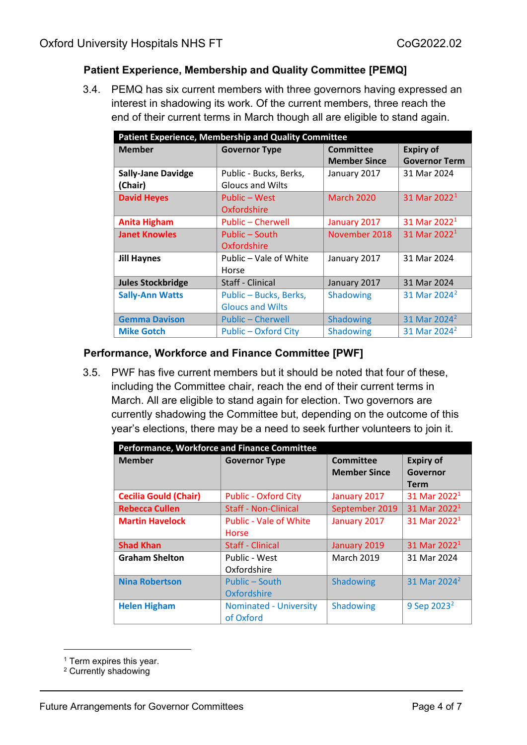### Patient Experience, Membership and Quality Committee [PEMQ]

3.4. PEMQ has six current members with three governors having expressed an interest in shadowing its work. Of the current members, three reach the end of their current terms in March though all are eligible to stand again.

| Patient Experience, Membership and Quality Committee | | | |
|---|---|---|---|
| **Member** | **Governor Type** | **Committee Member Since** | **Expiry of Governor Term** |
| **Sally-Jane Davidge (Chair)** | Public - Bucks, Berks, Gloucs and Wilts | January 2017 | 31 Mar 2024 |
| **David Heyes** | Public – West Oxfordshire | March 2020 | 31 Mar 2022[1] |
| **Anita Higham** | Public – Cherwell | January 2017 | 31 Mar 2022[1] |
| **Janet Knowles** | Public – South Oxfordshire | November 2018 | 31 Mar 2022[1] |
| **Jill Haynes** | Public – Vale of White Horse | January 2017 | 31 Mar 2024 |
| **Jules Stockbridge** | Staff - Clinical | January 2017 | 31 Mar 2024 |
| **Sally-Ann Watts** | Public – Bucks, Berks, Gloucs and Wilts | Shadowing | 31 Mar 2024[2] |
| **Gemma Davison** | Public – Cherwell | Shadowing | 31 Mar 2024[2] |
| **Mike Gotch** | Public – Oxford City | Shadowing | 31 Mar 2024[2] |

### Performance, Workforce and Finance Committee [PWF]

3.5. PWF has five current members but it should be noted that four of these, including the Committee chair, reach the end of their current terms in March. All are eligible to stand again for election. Two governors are currently shadowing the Committee but, depending on the outcome of this year's elections, there may be a need to seek further volunteers to join it.

| Performance, Workforce and Finance Committee | | | |
|---|---|---|---|
| **Member** | **Governor Type** | **Committee Member Since** | **Expiry of Governor Term** |
| **Cecilia Gould (Chair)** | Public - Oxford City | January 2017 | 31 Mar 2022[1] |
| **Rebecca Cullen** | Staff - Non-Clinical | September 2019 | 31 Mar 2022[1] |
| **Martin Havelock** | Public - Vale of White Horse | January 2017 | 31 Mar 2022[1] |
| **Shad Khan** | Staff - Clinical | January 2019 | 31 Mar 2022[1] |
| **Graham Shelton** | Public - West Oxfordshire | March 2019 | 31 Mar 2024 |
| **Nina Robertson** | Public – South Oxfordshire | Shadowing | 31 Mar 2024[2] |
| **Helen Higham** | Nominated - University of Oxford | Shadowing | 9 Sep 2023[2] |

[1] Term expires this year.
[2] Currently shadowing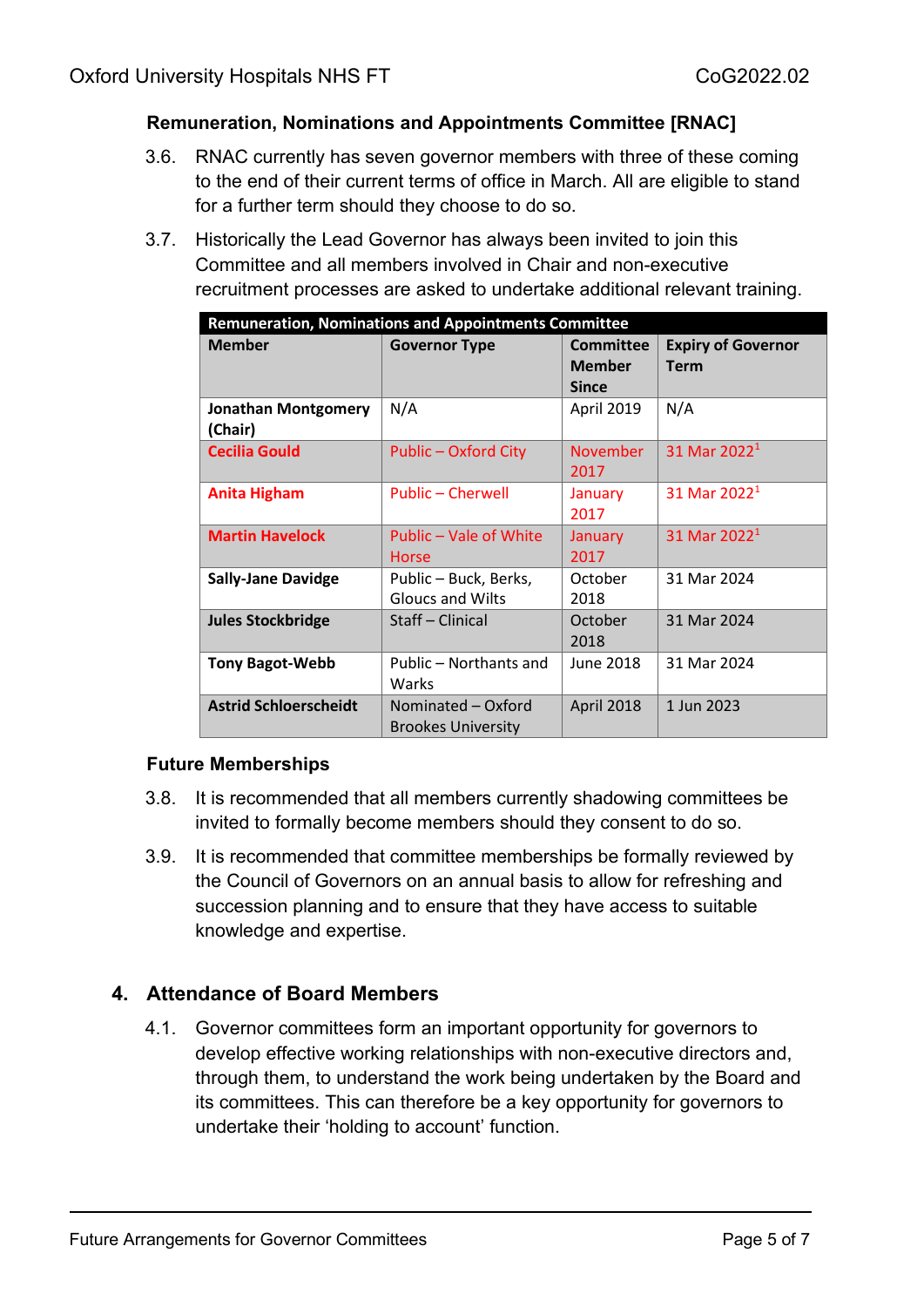### Remuneration, Nominations and Appointments Committee [RNAC]

3.6. RNAC currently has seven governor members with three of these coming to the end of their current terms of office in March. All are eligible to stand for a further term should they choose to do so.

3.7. Historically the Lead Governor has always been invited to join this Committee and all members involved in Chair and non-executive recruitment processes are asked to undertake additional relevant training.

| Remuneration, Nominations and Appointments Committee | | | |
|---|---|---|---|
| **Member** | **Governor Type** | **Committee Member Since** | **Expiry of Governor Term** |
| **Jonathan Montgomery (Chair)** | N/A | April 2019 | N/A |
| **Cecilia Gould** | Public – Oxford City | November 2017 | 31 Mar 2022[1] |
| **Anita Higham** | Public – Cherwell | January 2017 | 31 Mar 2022[1] |
| **Martin Havelock** | Public – Vale of White Horse | January 2017 | 31 Mar 2022[1] |
| **Sally-Jane Davidge** | Public – Buck, Berks, Gloucs and Wilts | October 2018 | 31 Mar 2024 |
| **Jules Stockbridge** | Staff – Clinical | October 2018 | 31 Mar 2024 |
| **Tony Bagot-Webb** | Public – Northants and Warks | June 2018 | 31 Mar 2024 |
| **Astrid Schloerscheidt** | Nominated – Oxford Brookes University | April 2018 | 1 Jun 2023 |

### Future Memberships

3.8. It is recommended that all members currently shadowing committees be invited to formally become members should they consent to do so.

3.9. It is recommended that committee memberships be formally reviewed by the Council of Governors on an annual basis to allow for refreshing and succession planning and to ensure that they have access to suitable knowledge and expertise.

## 4. Attendance of Board Members

4.1. Governor committees form an important opportunity for governors to develop effective working relationships with non-executive directors and, through them, to understand the work being undertaken by the Board and its committees. This can therefore be a key opportunity for governors to undertake their 'holding to account' function.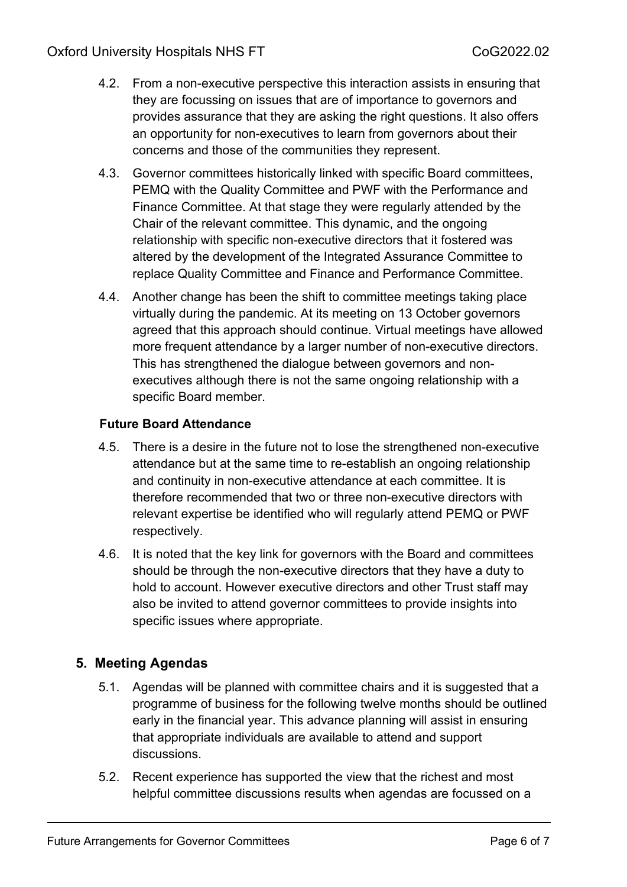4.2. From a non-executive perspective this interaction assists in ensuring that they are focussing on issues that are of importance to governors and provides assurance that they are asking the right questions. It also offers an opportunity for non-executives to learn from governors about their concerns and those of the communities they represent.

4.3. Governor committees historically linked with specific Board committees, PEMQ with the Quality Committee and PWF with the Performance and Finance Committee. At that stage they were regularly attended by the Chair of the relevant committee. This dynamic, and the ongoing relationship with specific non-executive directors that it fostered was altered by the development of the Integrated Assurance Committee to replace Quality Committee and Finance and Performance Committee.

4.4. Another change has been the shift to committee meetings taking place virtually during the pandemic. At its meeting on 13 October governors agreed that this approach should continue. Virtual meetings have allowed more frequent attendance by a larger number of non-executive directors. This has strengthened the dialogue between governors and non-executives although there is not the same ongoing relationship with a specific Board member.

**Future Board Attendance**

4.5. There is a desire in the future not to lose the strengthened non-executive attendance but at the same time to re-establish an ongoing relationship and continuity in non-executive attendance at each committee. It is therefore recommended that two or three non-executive directors with relevant expertise be identified who will regularly attend PEMQ or PWF respectively.

4.6. It is noted that the key link for governors with the Board and committees should be through the non-executive directors that they have a duty to hold to account. However executive directors and other Trust staff may also be invited to attend governor committees to provide insights into specific issues where appropriate.

## 5. Meeting Agendas

5.1. Agendas will be planned with committee chairs and it is suggested that a programme of business for the following twelve months should be outlined early in the financial year. This advance planning will assist in ensuring that appropriate individuals are available to attend and support discussions.

5.2. Recent experience has supported the view that the richest and most helpful committee discussions results when agendas are focussed on a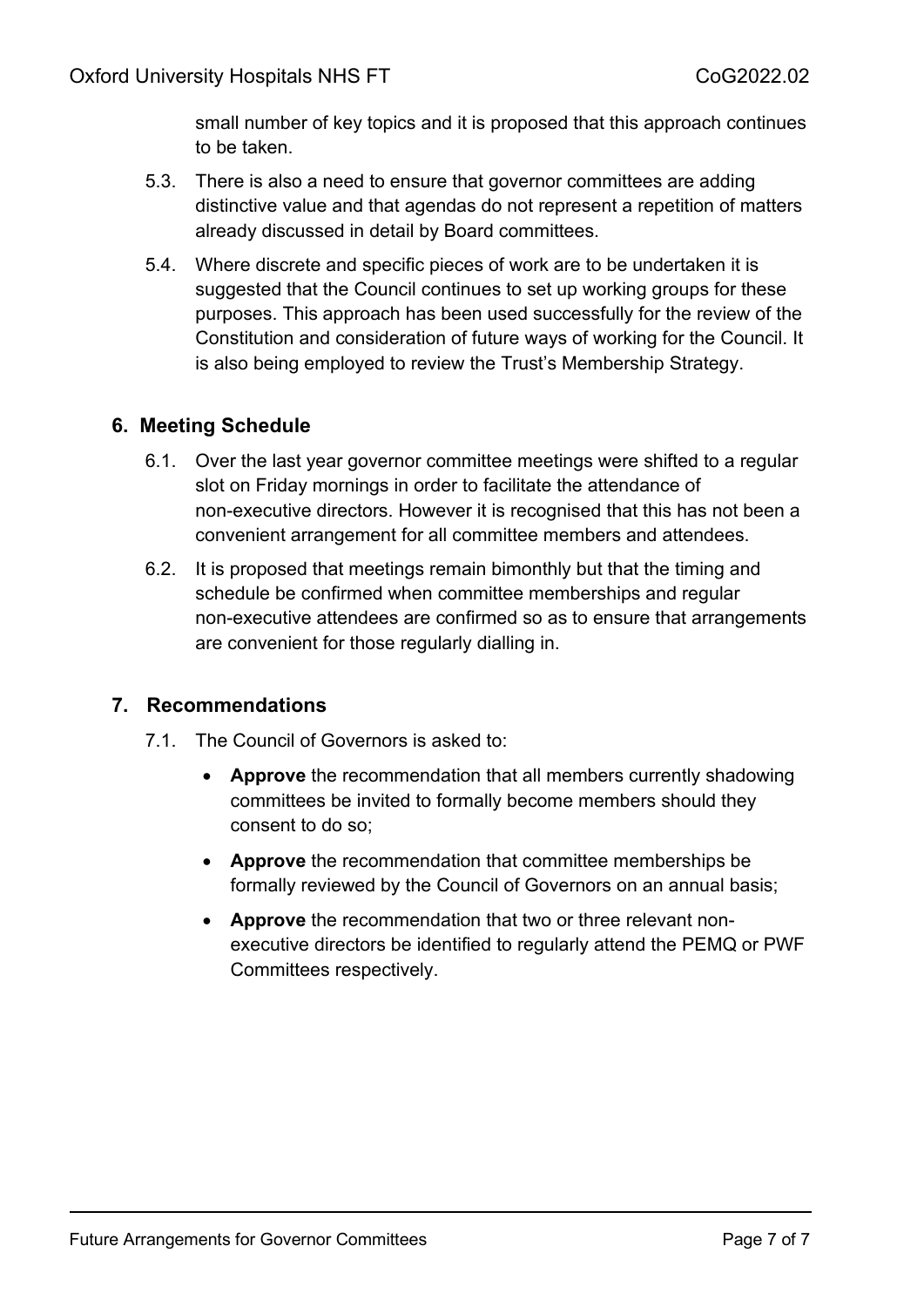small number of key topics and it is proposed that this approach continues to be taken.

5.3. There is also a need to ensure that governor committees are adding distinctive value and that agendas do not represent a repetition of matters already discussed in detail by Board committees.

5.4. Where discrete and specific pieces of work are to be undertaken it is suggested that the Council continues to set up working groups for these purposes. This approach has been used successfully for the review of the Constitution and consideration of future ways of working for the Council. It is also being employed to review the Trust's Membership Strategy.

## 6. Meeting Schedule

6.1. Over the last year governor committee meetings were shifted to a regular slot on Friday mornings in order to facilitate the attendance of non-executive directors. However it is recognised that this has not been a convenient arrangement for all committee members and attendees.

6.2. It is proposed that meetings remain bimonthly but that the timing and schedule be confirmed when committee memberships and regular non-executive attendees are confirmed so as to ensure that arrangements are convenient for those regularly dialling in.

## 7. Recommendations

7.1. The Council of Governors is asked to:

- **Approve** the recommendation that all members currently shadowing committees be invited to formally become members should they consent to do so;
- **Approve** the recommendation that committee memberships be formally reviewed by the Council of Governors on an annual basis;
- **Approve** the recommendation that two or three relevant non-executive directors be identified to regularly attend the PEMQ or PWF Committees respectively.